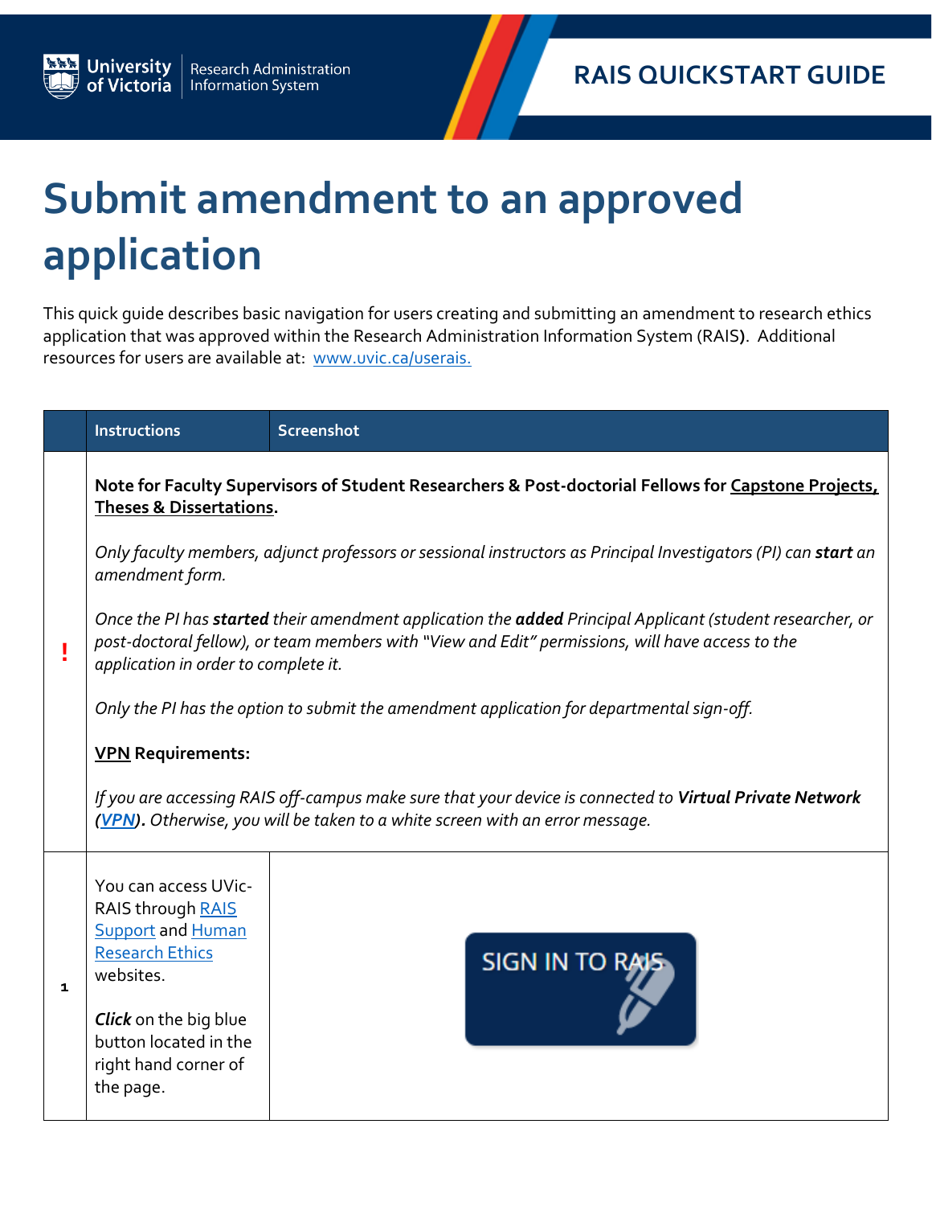RAIS QUICKSTART GUIDE

# Submit amendment to an approved application

This quick guide describes basic navigation for users creating and submitting an amendment to research ethics application that was approved within the Research Administration Information System (RAIS**)**. Additional resources for users are available at: [www.uvic.ca/userais.](www.uvic.ca/userais)

| | Instructions | Screenshot |
|---|---|---|
| **!** | **Note for Faculty Supervisors of Student Researchers & Post-doctorial Fellows for Capstone Projects, Theses & Dissertations.** <br><br> *Only faculty members, adjunct professors or sessional instructors as Principal Investigators (PI) can **start** an amendment form.* <br><br> *Once the PI has **started** their amendment application the **added** Principal Applicant (student researcher, or post-doctoral fellow), or team members with "View and Edit" permissions, will have access to the application in order to complete it.* <br><br> *Only the PI has the option to submit the amendment application for departmental sign-off.* <br><br> **VPN Requirements:** <br><br> *If you are accessing RAIS off-campus make sure that your device is connected to **Virtual Private Network (VPN).** Otherwise, you will be taken to a white screen with an error message.* | |
| 1 | You can access UVic-RAIS through RAIS Support and Human Research Ethics websites. <br><br> ***Click*** on the big blue button located in the right hand corner of the page. | SIGN IN TO RAIS |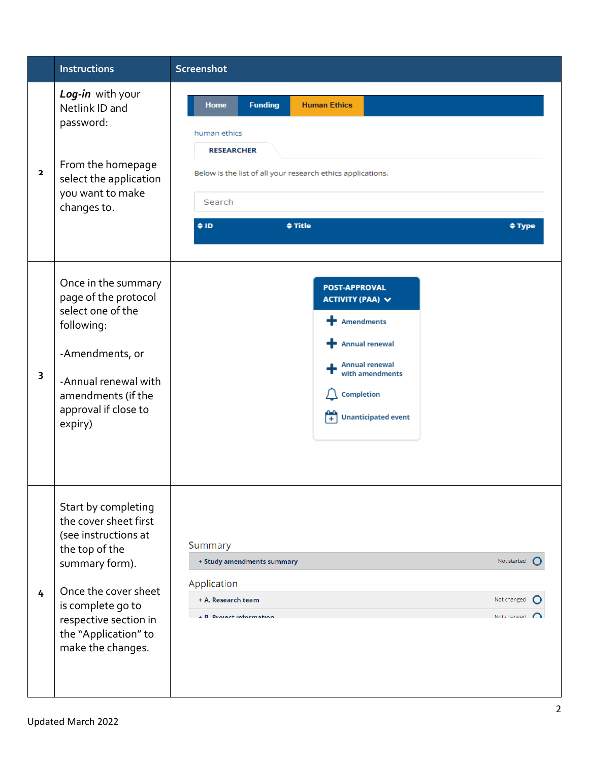| | Instructions | Screenshot |
|---|---|---|
| 2 | ***Log-in*** with your Netlink ID and password:<br><br>From the homepage select the application you want to make changes to. | Home / Funding / Human Ethics<br>human ethics<br>RESEARCHER<br>Below is the list of all your research ethics applications.<br>Search<br>ID / Title / Type |
| 3 | Once in the summary page of the protocol select one of the following:<br><br>-Amendments, or<br><br>-Annual renewal with amendments (if the approval if close to expiry) | POST-APPROVAL ACTIVITY (PAA)<br>Amendments<br>Annual renewal<br>Annual renewal with amendments<br>Completion<br>Unanticipated event |
| 4 | Start by completing the cover sheet first (see instructions at the top of the summary form).<br><br>Once the cover sheet is complete go to respective section in the "Application" to make the changes. | Summary<br>+ Study amendments summary — Not started<br>Application<br>+ A. Research team — Not changed<br>+ B. Project information — Not changed |

Updated March 2022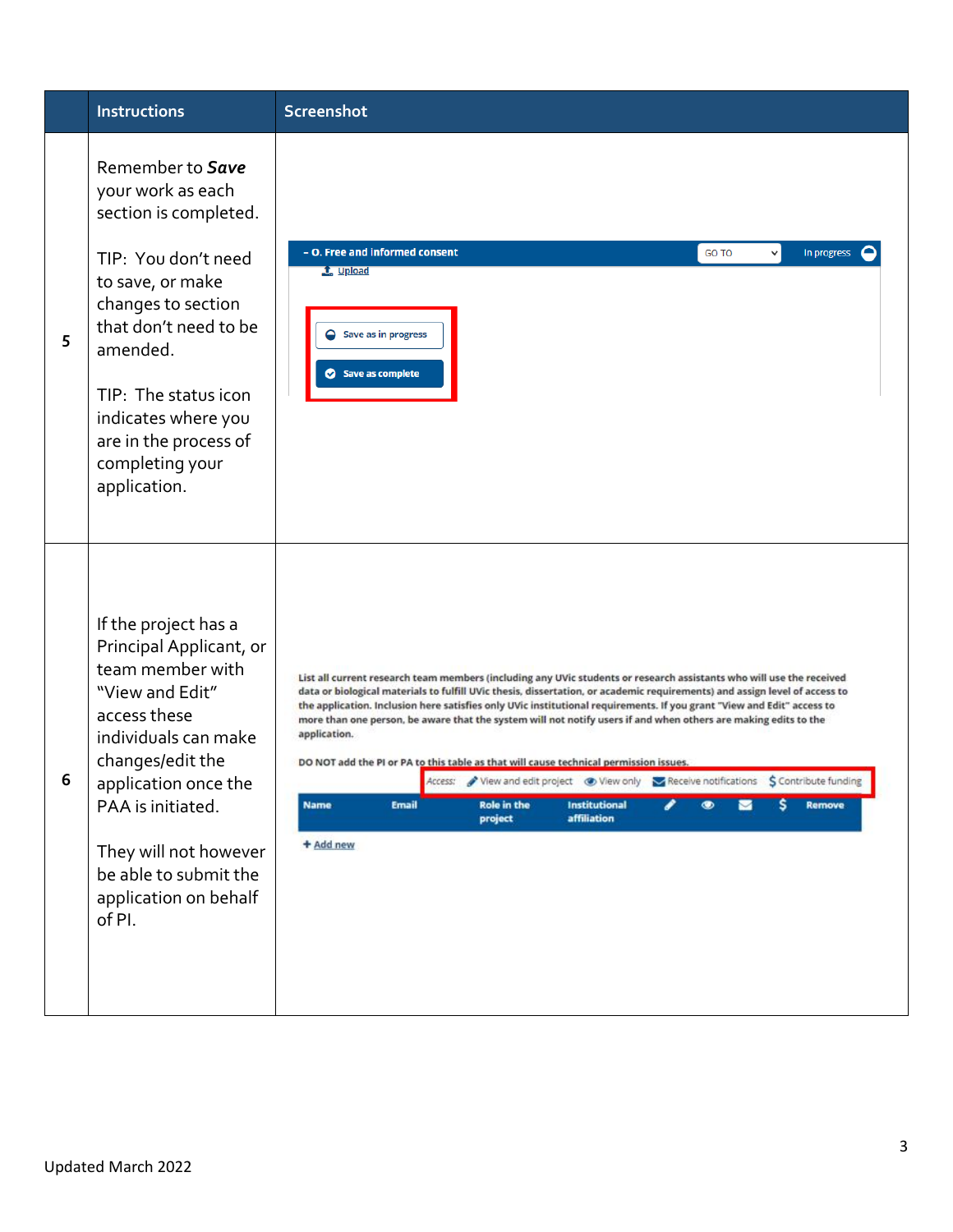| | Instructions | Screenshot |
|---|---|---|
| 5 | Remember to ***Save*** your work as each section is completed.<br><br>TIP: You don't need to save, or make changes to section that don't need to be amended.<br><br>TIP: The status icon indicates where you are in the process of completing your application. | – O. Free and informed consent · GO TO · In progress<br>Upload<br>Save as in progress<br>Save as complete |
| 6 | If the project has a Principal Applicant, or team member with "View and Edit" access these individuals can make changes/edit the application once the PAA is initiated.<br><br>They will not however be able to submit the application on behalf of PI. | List all current research team members (including any UVic students or research assistants who will use the received data or biological materials to fulfill UVic thesis, dissertation, or academic requirements) and assign level of access to the application. Inclusion here satisfies only UVic institutional requirements. If you grant "View and Edit" access to more than one person, be aware that the system will not notify users if and when others are making edits to the application.<br><br>DO NOT add the PI or PA to this table as that will cause technical permission issues.<br><br>Access: View and edit project · View only · Receive notifications · Contribute funding<br><br>Name · Email · Role in the project · Institutional affiliation · Remove<br><br>+ Add new |

Updated March 2022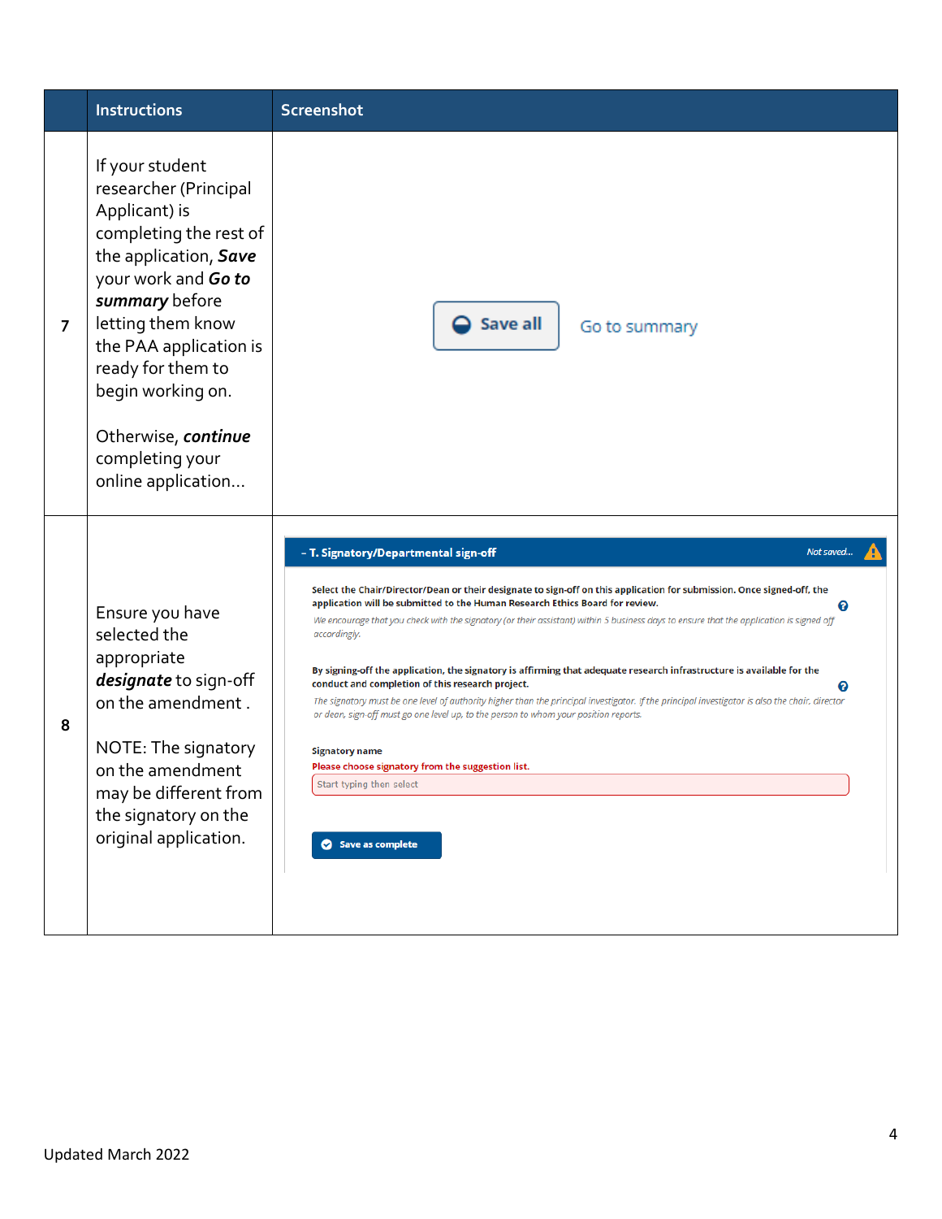|  | Instructions | Screenshot |
|---|---|---|
| 7 | If your student researcher (Principal Applicant) is completing the rest of the application, ***Save*** your work and ***Go to summary*** before letting them know the PAA application is ready for them to begin working on.<br><br>Otherwise, ***continue*** completing your online application… | Save all   Go to summary |
| 8 | Ensure you have selected the appropriate ***designate*** to sign-off on the amendment .<br><br>NOTE: The signatory on the amendment may be different from the signatory on the original application. | **- T. Signatory/Departmental sign-off** *Not saved...*<br><br>**Select the Chair/Director/Dean or their designate to sign-off on this application for submission. Once signed-off, the application will be submitted to the Human Research Ethics Board for review.**<br>*We encourage that you check with the signatory (or their assistant) within 5 business days to ensure that the application is signed off accordingly.*<br><br>**By signing-off the application, the signatory is affirming that adequate research infrastructure is available for the conduct and completion of this research project.**<br>*The signatory must be one level of authority higher than the principal investigator. If the principal investigator is also the chair, director or dean, sign-off must go one level up, to the person to whom your position reports.*<br><br>Signatory name<br>Please choose signatory from the suggestion list.<br>Start typing then select<br><br>Save as complete |

Updated March 2022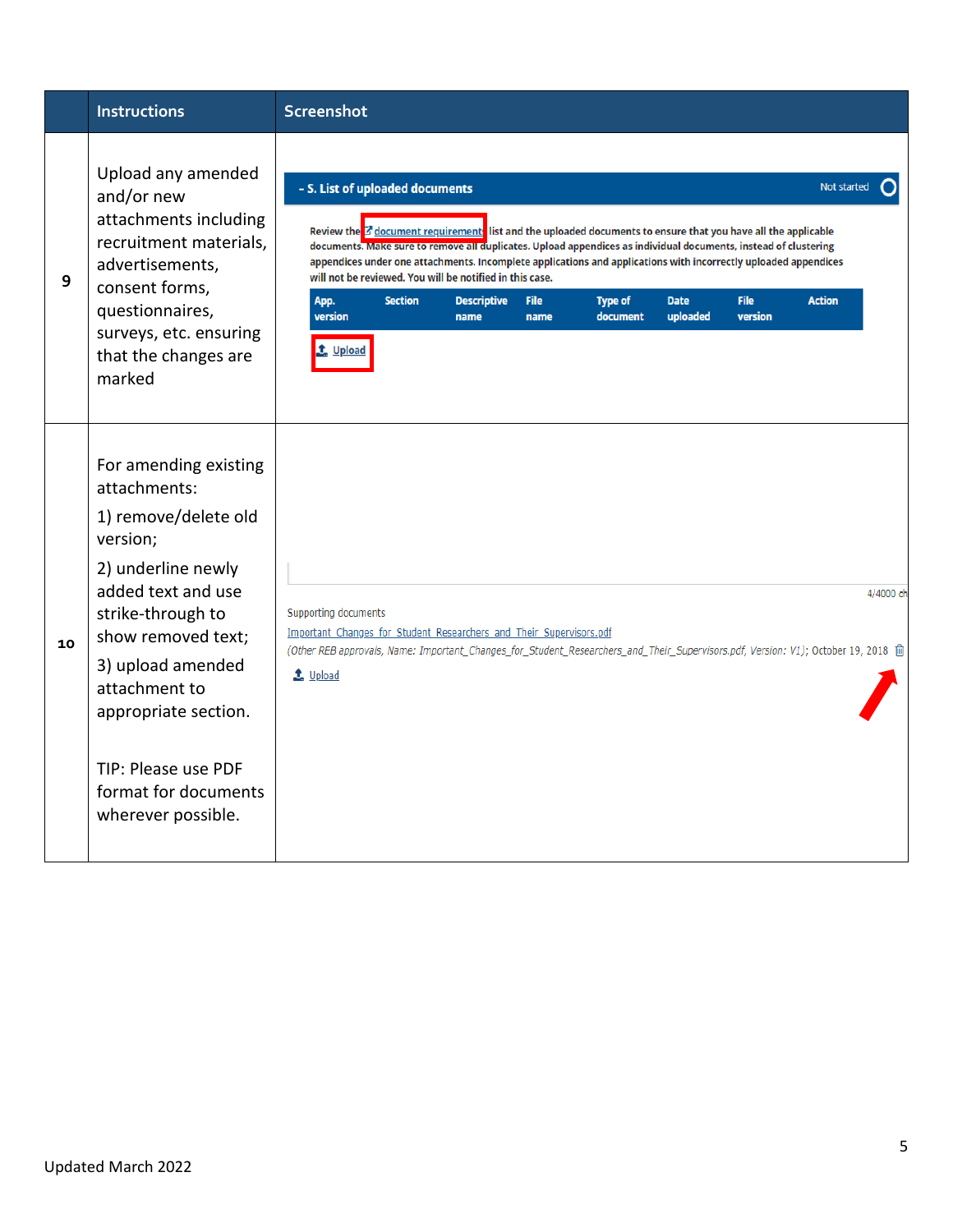|  | Instructions | Screenshot |
|---|---|---|
| 9 | Upload any amended and/or new attachments including recruitment materials, advertisements, consent forms, questionnaires, surveys, etc. ensuring that the changes are marked | - S. List of uploaded documents — Not started<br><br>Review the document requirement list and the uploaded documents to ensure that you have all the applicable documents. Make sure to remove all duplicates. Upload appendices as individual documents, instead of clustering appendices under one attachments. Incomplete applications and applications with incorrectly uploaded appendices will not be reviewed. You will be notified in this case.<br><br>App. version \| Section \| Descriptive name \| File name \| Type of document \| Date uploaded \| File version \| Action<br><br>Upload |
| 10 | For amending existing attachments:<br>1) remove/delete old version;<br>2) underline newly added text and use strike-through to show removed text;<br>3) upload amended attachment to appropriate section.<br><br>TIP: Please use PDF format for documents wherever possible. | 4/4000 ch<br><br>Supporting documents<br>Important_Changes_for_Student_Researchers_and_Their_Supervisors.pdf<br>(Other REB approvals, Name: Important_Changes_for_Student_Researchers_and_Their_Supervisors.pdf, Version: V1); October 19, 2018<br><br>Upload |

Updated March 2022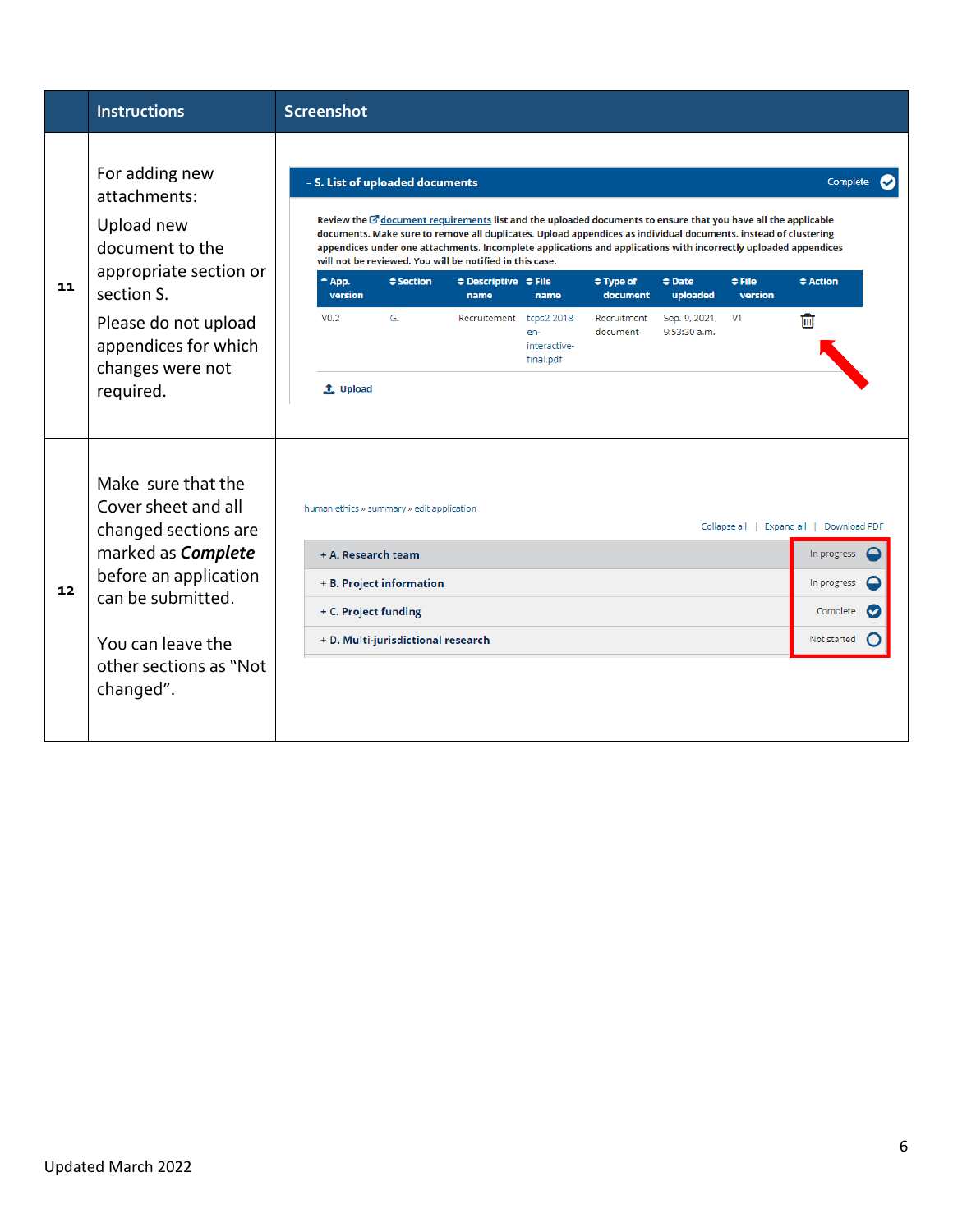| | Instructions | Screenshot |
|---|---|---|
| 11 | For adding new attachments: Upload new document to the appropriate section or section S. Please do not upload appendices for which changes were not required. | |
| 12 | Make sure that the Cover sheet and all changed sections are marked as ***Complete*** before an application can be submitted. You can leave the other sections as "Not changed". | |

Updated March 2022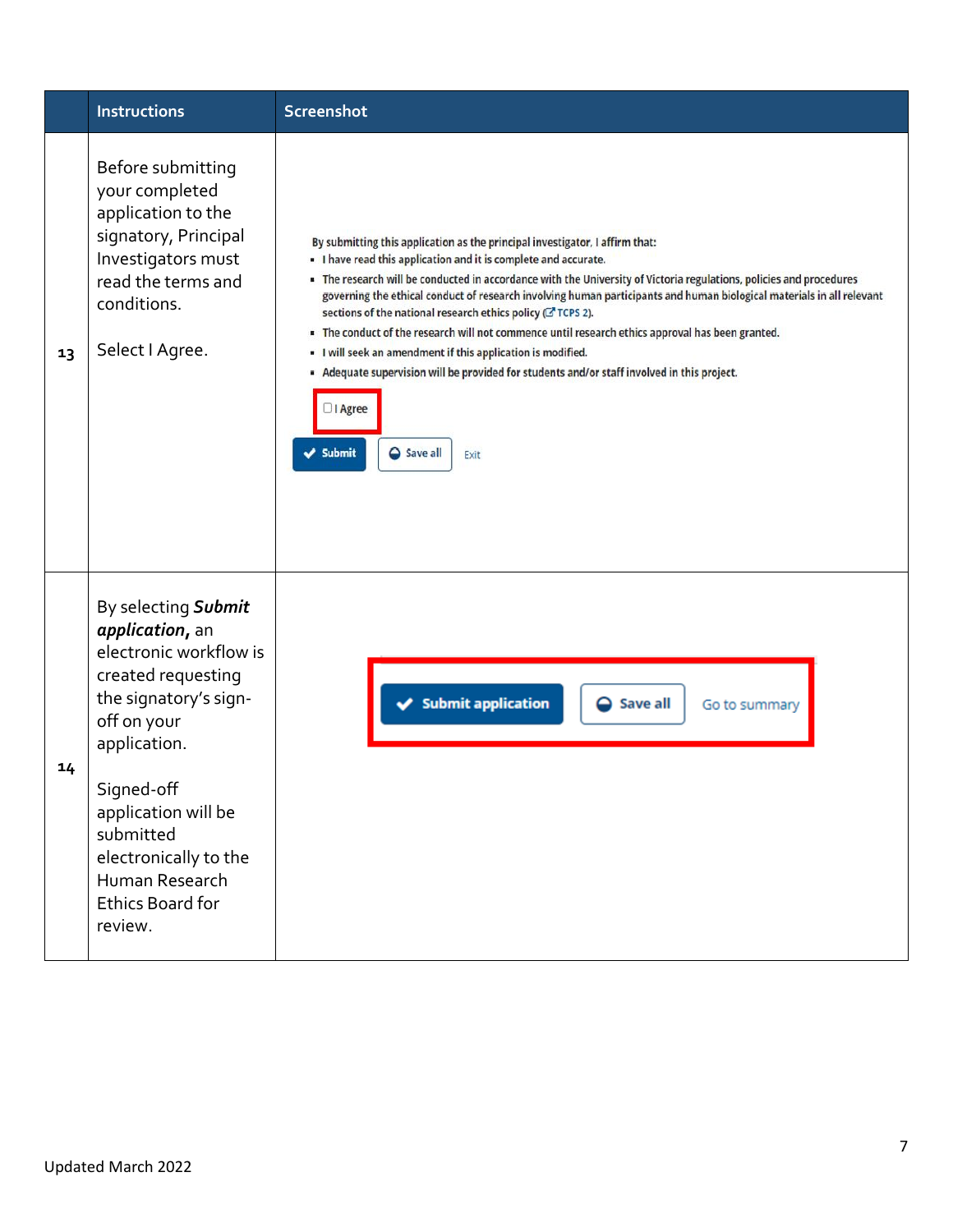|  | Instructions | Screenshot |
|---|---|---|
| 13 | Before submitting your completed application to the signatory, Principal Investigators must read the terms and conditions.<br><br>Select I Agree. | By submitting this application as the principal investigator, I affirm that:<br>▪ I have read this application and it is complete and accurate.<br>▪ The research will be conducted in accordance with the University of Victoria regulations, policies and procedures governing the ethical conduct of research involving human participants and human biological materials in all relevant sections of the national research ethics policy (TCPS 2).<br>▪ The conduct of the research will not commence until research ethics approval has been granted.<br>▪ I will seek an amendment if this application is modified.<br>▪ Adequate supervision will be provided for students and/or staff involved in this project.<br>☐ I Agree<br>Submit  Save all  Exit |
| 14 | By selecting ***Submit application***, an electronic workflow is created requesting the signatory's sign-off on your application.<br><br>Signed-off application will be submitted electronically to the Human Research Ethics Board for review. | Submit application  Save all  Go to summary |

Updated March 2022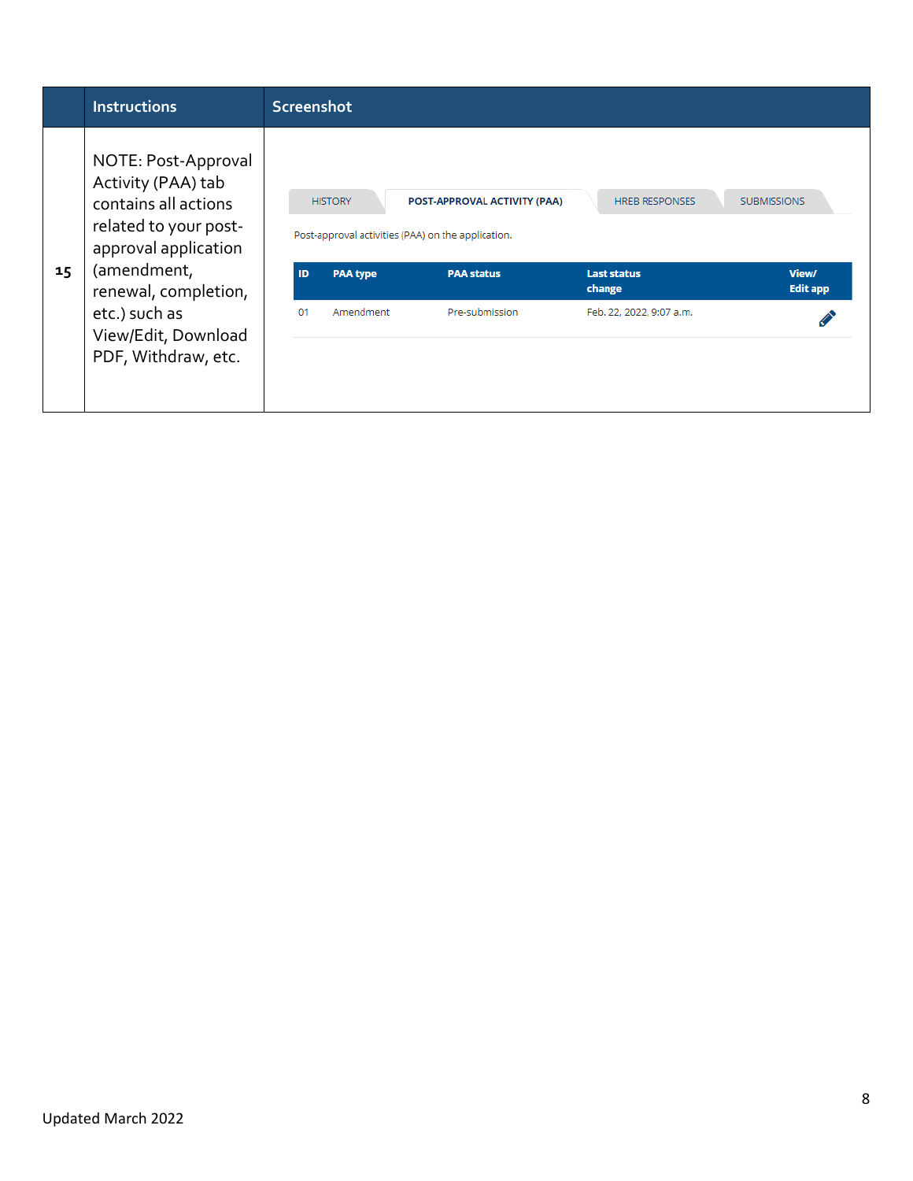| | Instructions | Screenshot |
|---|---|---|
| 15 | NOTE: Post-Approval Activity (PAA) tab contains all actions related to your post-approval application (amendment, renewal, completion, etc.) such as View/Edit, Download PDF, Withdraw, etc. | HISTORY / POST-APPROVAL ACTIVITY (PAA) / HREB RESPONSES / SUBMISSIONS<br><br>Post-approval activities (PAA) on the application.<br><br>ID \| PAA type \| PAA status \| Last status change \| View/ Edit app<br>01 \| Amendment \| Pre-submission \| Feb. 22, 2022, 9:07 a.m. |

Updated March 2022